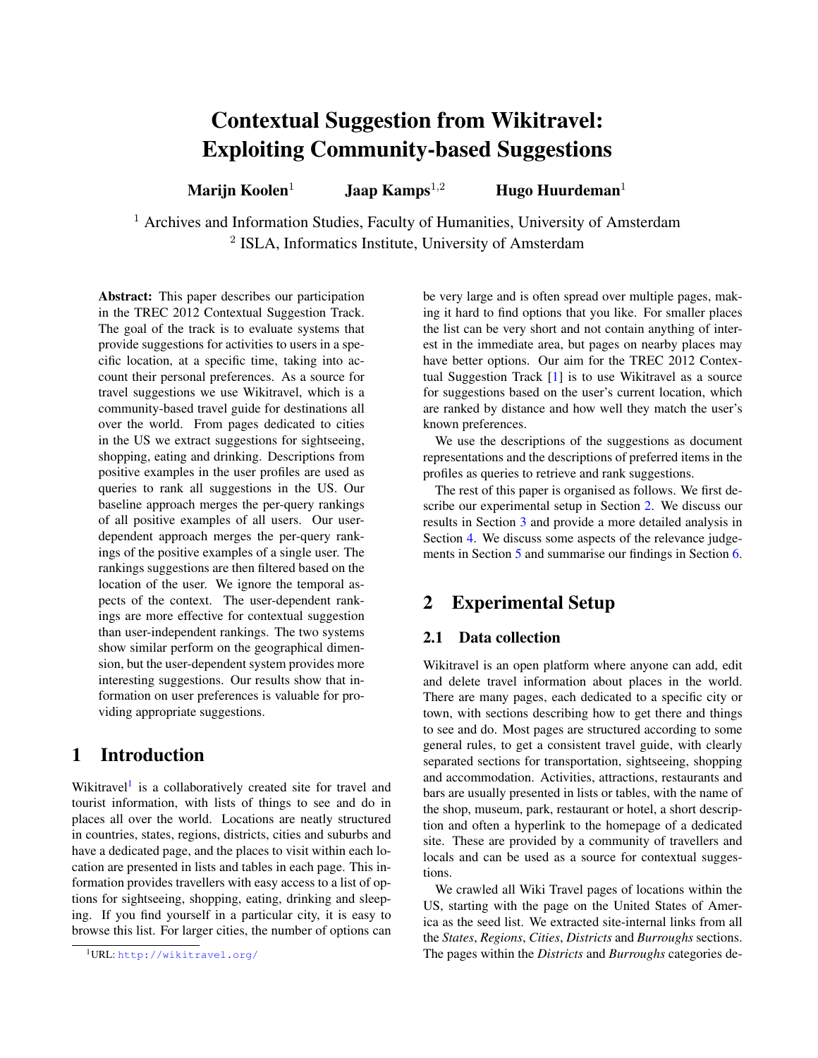# Contextual Suggestion from Wikitravel: Exploiting Community-based Suggestions

**Marijn Koolen**[1] **Jaap Kamps**[1,2] **Hugo Huurdeman**[1]

[1] Archives and Information Studies, Faculty of Humanities, University of Amsterdam
[2] ISLA, Informatics Institute, University of Amsterdam

**Abstract:** This paper describes our participation in the TREC 2012 Contextual Suggestion Track. The goal of the track is to evaluate systems that provide suggestions for activities to users in a specific location, at a specific time, taking into account their personal preferences. As a source for travel suggestions we use Wikitravel, which is a community-based travel guide for destinations all over the world. From pages dedicated to cities in the US we extract suggestions for sightseeing, shopping, eating and drinking. Descriptions from positive examples in the user profiles are used as queries to rank all suggestions in the US. Our baseline approach merges the per-query rankings of all positive examples of all users. Our user-dependent approach merges the per-query rankings of the positive examples of a single user. The rankings suggestions are then filtered based on the location of the user. We ignore the temporal aspects of the context. The user-dependent rankings are more effective for contextual suggestion than user-independent rankings. The two systems show similar perform on the geographical dimension, but the user-dependent system provides more interesting suggestions. Our results show that information on user preferences is valuable for providing appropriate suggestions.

## 1 Introduction

Wikitravel[1] is a collaboratively created site for travel and tourist information, with lists of things to see and do in places all over the world. Locations are neatly structured in countries, states, regions, districts, cities and suburbs and have a dedicated page, and the places to visit within each location are presented in lists and tables in each page. This information provides travellers with easy access to a list of options for sightseeing, shopping, eating, drinking and sleeping. If you find yourself in a particular city, it is easy to browse this list. For larger cities, the number of options can be very large and is often spread over multiple pages, making it hard to find options that you like. For smaller places the list can be very short and not contain anything of interest in the immediate area, but pages on nearby places may have better options. Our aim for the TREC 2012 Contextual Suggestion Track [1] is to use Wikitravel as a source for suggestions based on the user's current location, which are ranked by distance and how well they match the user's known preferences.

We use the descriptions of the suggestions as document representations and the descriptions of preferred items in the profiles as queries to retrieve and rank suggestions.

The rest of this paper is organised as follows. We first describe our experimental setup in Section 2. We discuss our results in Section 3 and provide a more detailed analysis in Section 4. We discuss some aspects of the relevance judgements in Section 5 and summarise our findings in Section 6.

## 2 Experimental Setup

### 2.1 Data collection

Wikitravel is an open platform where anyone can add, edit and delete travel information about places in the world. There are many pages, each dedicated to a specific city or town, with sections describing how to get there and things to see and do. Most pages are structured according to some general rules, to get a consistent travel guide, with clearly separated sections for transportation, sightseeing, shopping and accommodation. Activities, attractions, restaurants and bars are usually presented in lists or tables, with the name of the shop, museum, park, restaurant or hotel, a short description and often a hyperlink to the homepage of a dedicated site. These are provided by a community of travellers and locals and can be used as a source for contextual suggestions.

We crawled all Wiki Travel pages of locations within the US, starting with the page on the United States of America as the seed list. We extracted site-internal links from all the *States*, *Regions*, *Cities*, *Districts* and *Burroughs* sections. The pages within the *Districts* and *Burroughs* categories de-

[1] URL: http://wikitravel.org/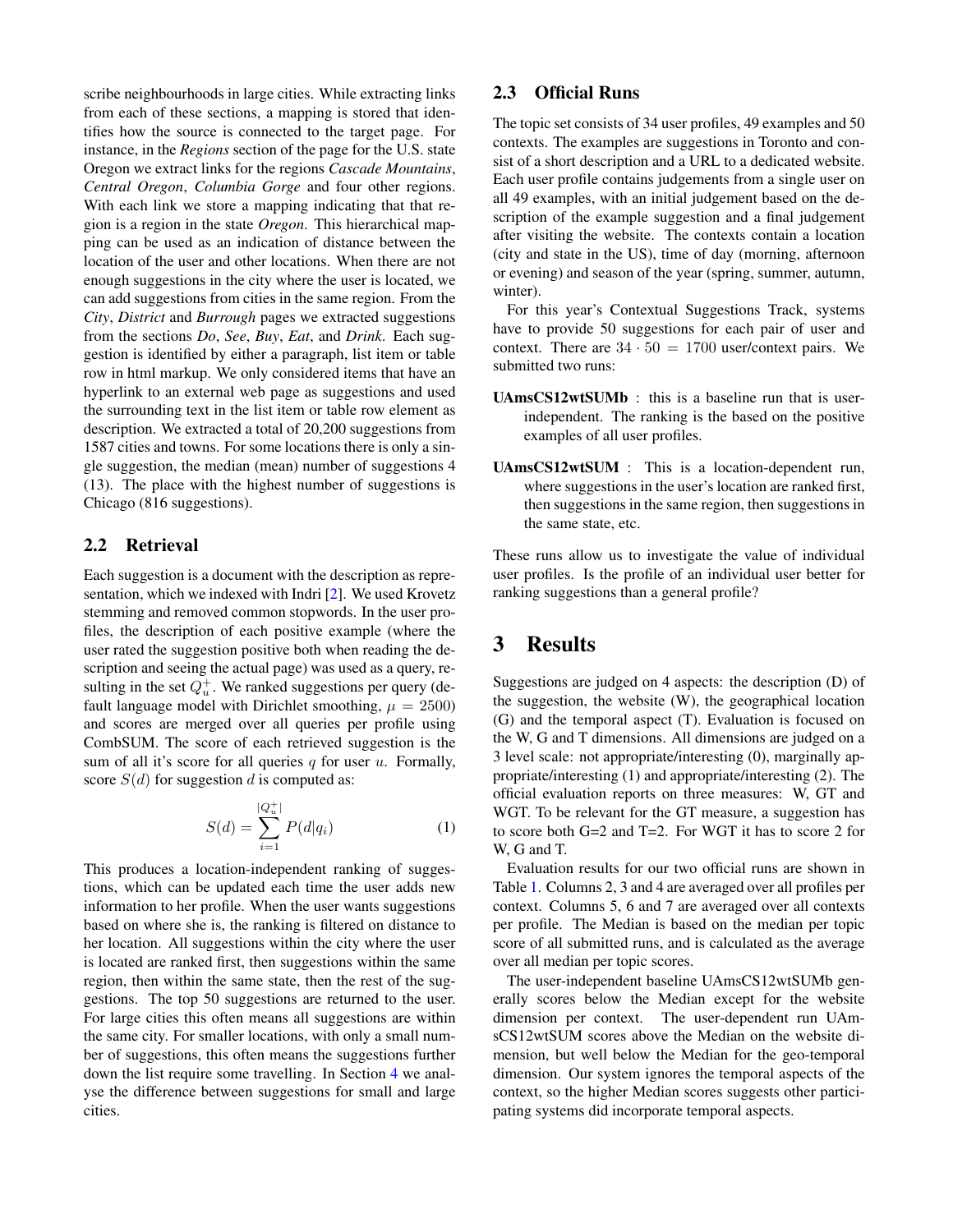scribe neighbourhoods in large cities. While extracting links from each of these sections, a mapping is stored that identifies how the source is connected to the target page. For instance, in the *Regions* section of the page for the U.S. state Oregon we extract links for the regions *Cascade Mountains*, *Central Oregon*, *Columbia Gorge* and four other regions. With each link we store a mapping indicating that that region is a region in the state *Oregon*. This hierarchical mapping can be used as an indication of distance between the location of the user and other locations. When there are not enough suggestions in the city where the user is located, we can add suggestions from cities in the same region. From the *City*, *District* and *Burrough* pages we extracted suggestions from the sections *Do*, *See*, *Buy*, *Eat*, and *Drink*. Each suggestion is identified by either a paragraph, list item or table row in html markup. We only considered items that have an hyperlink to an external web page as suggestions and used the surrounding text in the list item or table row element as description. We extracted a total of 20,200 suggestions from 1587 cities and towns. For some locations there is only a single suggestion, the median (mean) number of suggestions 4 (13). The place with the highest number of suggestions is Chicago (816 suggestions).

## 2.2 Retrieval

Each suggestion is a document with the description as representation, which we indexed with Indri [2]. We used Krovetz stemming and removed common stopwords. In the user profiles, the description of each positive example (where the user rated the suggestion positive both when reading the description and seeing the actual page) was used as a query, resulting in the set $Q_u^+$. We ranked suggestions per query (default language model with Dirichlet smoothing, $\mu = 2500$) and scores are merged over all queries per profile using CombSUM. The score of each retrieved suggestion is the sum of all it's score for all queries $q$ for user $u$. Formally, score $S(d)$ for suggestion $d$ is computed as:

$$S(d) = \sum_{i=1}^{|Q_u^+|} P(d|q_i) \tag{1}$$

This produces a location-independent ranking of suggestions, which can be updated each time the user adds new information to her profile. When the user wants suggestions based on where she is, the ranking is filtered on distance to her location. All suggestions within the city where the user is located are ranked first, then suggestions within the same region, then within the same state, then the rest of the suggestions. The top 50 suggestions are returned to the user. For large cities this often means all suggestions are within the same city. For smaller locations, with only a small number of suggestions, this often means the suggestions further down the list require some travelling. In Section 4 we analyse the difference between suggestions for small and large cities.

## 2.3 Official Runs

The topic set consists of 34 user profiles, 49 examples and 50 contexts. The examples are suggestions in Toronto and consist of a short description and a URL to a dedicated website. Each user profile contains judgements from a single user on all 49 examples, with an initial judgement based on the description of the example suggestion and a final judgement after visiting the website. The contexts contain a location (city and state in the US), time of day (morning, afternoon or evening) and season of the year (spring, summer, autumn, winter).

For this year's Contextual Suggestions Track, systems have to provide 50 suggestions for each pair of user and context. There are $34 \cdot 50 = 1700$ user/context pairs. We submitted two runs:

**UAmsCS12wtSUMb** : this is a baseline run that is user-independent. The ranking is the based on the positive examples of all user profiles.

**UAmsCS12wtSUM** : This is a location-dependent run, where suggestions in the user's location are ranked first, then suggestions in the same region, then suggestions in the same state, etc.

These runs allow us to investigate the value of individual user profiles. Is the profile of an individual user better for ranking suggestions than a general profile?

# 3 Results

Suggestions are judged on 4 aspects: the description (D) of the suggestion, the website (W), the geographical location (G) and the temporal aspect (T). Evaluation is focused on the W, G and T dimensions. All dimensions are judged on a 3 level scale: not appropriate/interesting (0), marginally appropriate/interesting (1) and appropriate/interesting (2). The official evaluation reports on three measures: W, GT and WGT. To be relevant for the GT measure, a suggestion has to score both G=2 and T=2. For WGT it has to score 2 for W, G and T.

Evaluation results for our two official runs are shown in Table 1. Columns 2, 3 and 4 are averaged over all profiles per context. Columns 5, 6 and 7 are averaged over all contexts per profile. The Median is based on the median per topic score of all submitted runs, and is calculated as the average over all median per topic scores.

The user-independent baseline UAmsCS12wtSUMb generally scores below the Median except for the website dimension per context. The user-dependent run UAmsCS12wtSUM scores above the Median on the website dimension, but well below the Median for the geo-temporal dimension. Our system ignores the temporal aspects of the context, so the higher Median scores suggests other participating systems did incorporate temporal aspects.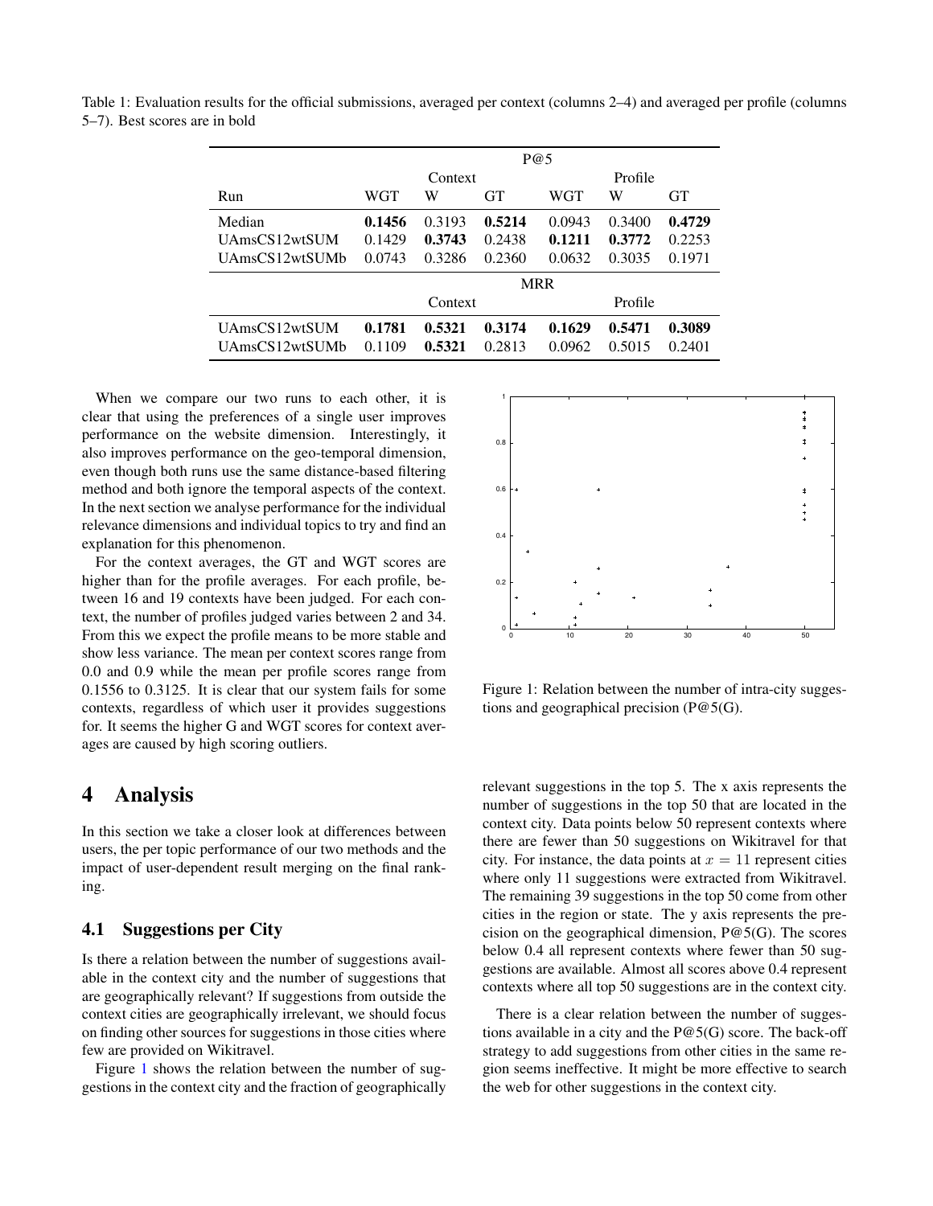Table 1: Evaluation results for the official submissions, averaged per context (columns 2–4) and averaged per profile (columns 5–7). Best scores are in bold

| | P@5 | | | | | |
|---|---|---|---|---|---|---|
| | Context | | | Profile | | |
| Run | WGT | W | GT | WGT | W | GT |
| Median | **0.1456** | 0.3193 | **0.5214** | 0.0943 | 0.3400 | **0.4729** |
| UAmsCS12wtSUM | 0.1429 | **0.3743** | 0.2438 | **0.1211** | **0.3772** | 0.2253 |
| UAmsCS12wtSUMb | 0.0743 | 0.3286 | 0.2360 | 0.0632 | 0.3035 | 0.1971 |
| | MRR | | | | | |
| | Context | | | Profile | | |
| UAmsCS12wtSUM | **0.1781** | **0.5321** | **0.3174** | **0.1629** | **0.5471** | **0.3089** |
| UAmsCS12wtSUMb | 0.1109 | **0.5321** | 0.2813 | 0.0962 | 0.5015 | 0.2401 |

When we compare our two runs to each other, it is clear that using the preferences of a single user improves performance on the website dimension. Interestingly, it also improves performance on the geo-temporal dimension, even though both runs use the same distance-based filtering method and both ignore the temporal aspects of the context. In the next section we analyse performance for the individual relevance dimensions and individual topics to try and find an explanation for this phenomenon.

For the context averages, the GT and WGT scores are higher than for the profile averages. For each profile, between 16 and 19 contexts have been judged. For each context, the number of profiles judged varies between 2 and 34. From this we expect the profile means to be more stable and show less variance. The mean per context scores range from 0.0 and 0.9 while the mean per profile scores range from 0.1556 to 0.3125. It is clear that our system fails for some contexts, regardless of which user it provides suggestions for. It seems the higher G and WGT scores for context averages are caused by high scoring outliers.

## 4 Analysis

In this section we take a closer look at differences between users, the per topic performance of our two methods and the impact of user-dependent result merging on the final ranking.

### 4.1 Suggestions per City

Is there a relation between the number of suggestions available in the context city and the number of suggestions that are geographically relevant? If suggestions from outside the context cities are geographically irrelevant, we should focus on finding other sources for suggestions in those cities where few are provided on Wikitravel.

Figure 1 shows the relation between the number of suggestions in the context city and the fraction of geographically relevant suggestions in the top 5. The x axis represents the number of suggestions in the top 50 that are located in the context city. Data points below 50 represent contexts where there are fewer than 50 suggestions on Wikitravel for that city. For instance, the data points at $x = 11$ represent cities where only 11 suggestions were extracted from Wikitravel. The remaining 39 suggestions in the top 50 come from other cities in the region or state. The y axis represents the precision on the geographical dimension, P@5(G). The scores below 0.4 all represent contexts where fewer than 50 suggestions are available. Almost all scores above 0.4 represent contexts where all top 50 suggestions are in the context city.

1
0.8
0.6
0.4
0.2
0
0 10 20 30 40 50

Figure 1: Relation between the number of intra-city suggestions and geographical precision (P@5(G).

There is a clear relation between the number of suggestions available in a city and the P@5(G) score. The back-off strategy to add suggestions from other cities in the same region seems ineffective. It might be more effective to search the web for other suggestions in the context city.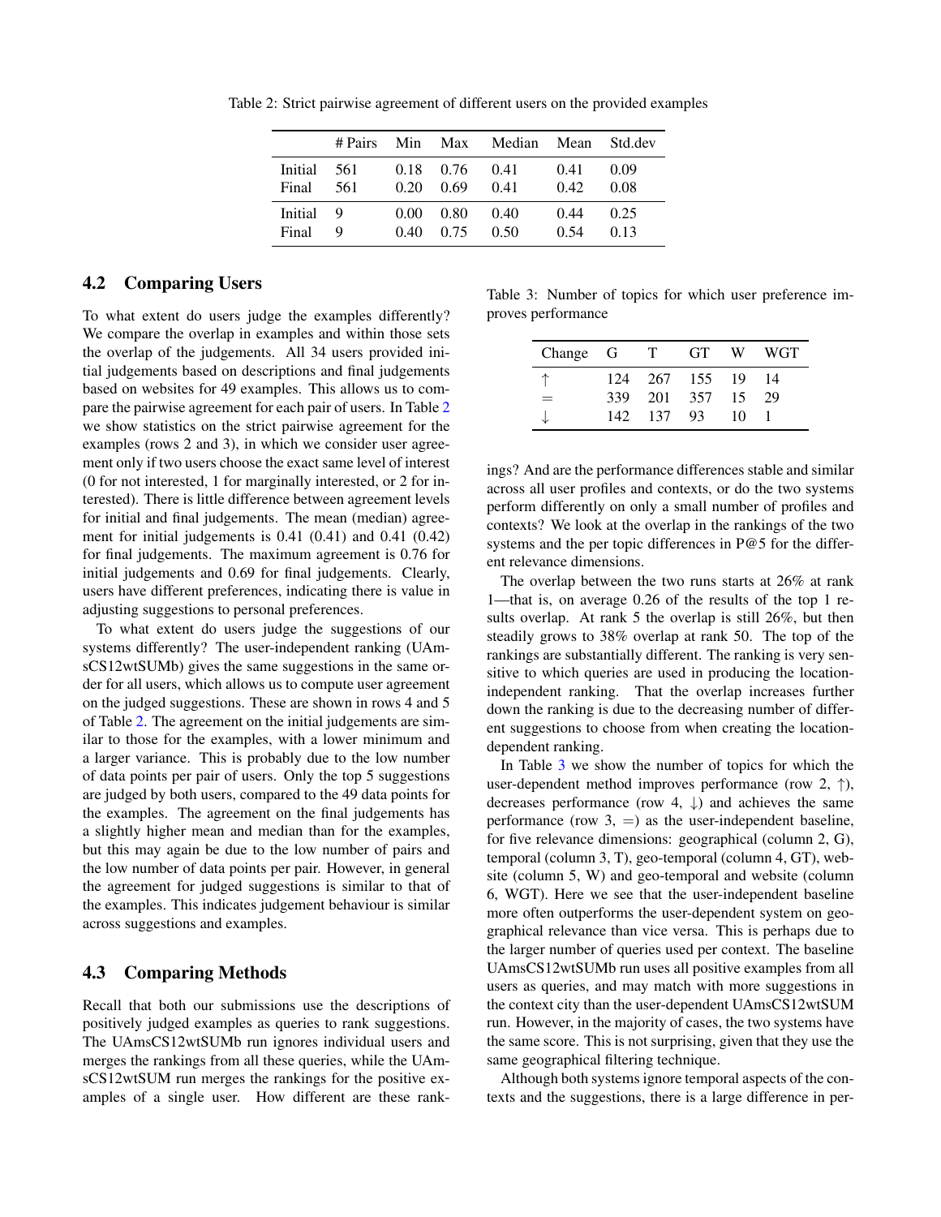Table 2: Strict pairwise agreement of different users on the provided examples

| | # Pairs | Min | Max | Median | Mean | Std.dev |
|---|---|---|---|---|---|---|
| Initial | 561 | 0.18 | 0.76 | 0.41 | 0.41 | 0.09 |
| Final | 561 | 0.20 | 0.69 | 0.41 | 0.42 | 0.08 |
| Initial | 9 | 0.00 | 0.80 | 0.40 | 0.44 | 0.25 |
| Final | 9 | 0.40 | 0.75 | 0.50 | 0.54 | 0.13 |

## 4.2 Comparing Users

To what extent do users judge the examples differently? We compare the overlap in examples and within those sets the overlap of the judgements. All 34 users provided initial judgements based on descriptions and final judgements based on websites for 49 examples. This allows us to compare the pairwise agreement for each pair of users. In Table 2 we show statistics on the strict pairwise agreement for the examples (rows 2 and 3), in which we consider user agreement only if two users choose the exact same level of interest (0 for not interested, 1 for marginally interested, or 2 for interested). There is little difference between agreement levels for initial and final judgements. The mean (median) agreement for initial judgements is 0.41 (0.41) and 0.41 (0.42) for final judgements. The maximum agreement is 0.76 for initial judgements and 0.69 for final judgements. Clearly, users have different preferences, indicating there is value in adjusting suggestions to personal preferences.

To what extent do users judge the suggestions of our systems differently? The user-independent ranking (UAmsCS12wtSUMb) gives the same suggestions in the same order for all users, which allows us to compute user agreement on the judged suggestions. These are shown in rows 4 and 5 of Table 2. The agreement on the initial judgements are similar to those for the examples, with a lower minimum and a larger variance. This is probably due to the low number of data points per pair of users. Only the top 5 suggestions are judged by both users, compared to the 49 data points for the examples. The agreement on the final judgements has a slightly higher mean and median than for the examples, but this may again be due to the low number of pairs and the low number of data points per pair. However, in general the agreement for judged suggestions is similar to that of the examples. This indicates judgement behaviour is similar across suggestions and examples.

## 4.3 Comparing Methods

Recall that both our submissions use the descriptions of positively judged examples as queries to rank suggestions. The UAmsCS12wtSUMb run ignores individual users and merges the rankings from all these queries, while the UAmsCS12wtSUM run merges the rankings for the positive examples of a single user. How different are these rankings? And are the performance differences stable and similar across all user profiles and contexts, or do the two systems perform differently on only a small number of profiles and contexts? We look at the overlap in the rankings of the two systems and the per topic differences in P@5 for the different relevance dimensions.

Table 3: Number of topics for which user preference improves performance

| Change | G | T | GT | W | WGT |
|---|---|---|---|---|---|
| ↑ | 124 | 267 | 155 | 19 | 14 |
| = | 339 | 201 | 357 | 15 | 29 |
| ↓ | 142 | 137 | 93 | 10 | 1 |

The overlap between the two runs starts at 26% at rank 1—that is, on average 0.26 of the results of the top 1 results overlap. At rank 5 the overlap is still 26%, but then steadily grows to 38% overlap at rank 50. The top of the rankings are substantially different. The ranking is very sensitive to which queries are used in producing the location-independent ranking. That the overlap increases further down the ranking is due to the decreasing number of different suggestions to choose from when creating the location-dependent ranking.

In Table 3 we show the number of topics for which the user-dependent method improves performance (row 2, ↑), decreases performance (row 4, ↓) and achieves the same performance (row 3, =) as the user-independent baseline, for five relevance dimensions: geographical (column 2, G), temporal (column 3, T), geo-temporal (column 4, GT), website (column 5, W) and geo-temporal and website (column 6, WGT). Here we see that the user-independent baseline more often outperforms the user-dependent system on geographical relevance than vice versa. This is perhaps due to the larger number of queries used per context. The baseline UAmsCS12wtSUMb run uses all positive examples from all users as queries, and may match with more suggestions in the context city than the user-dependent UAmsCS12wtSUM run. However, in the majority of cases, the two systems have the same score. This is not surprising, given that they use the same geographical filtering technique.

Although both systems ignore temporal aspects of the contexts and the suggestions, there is a large difference in per-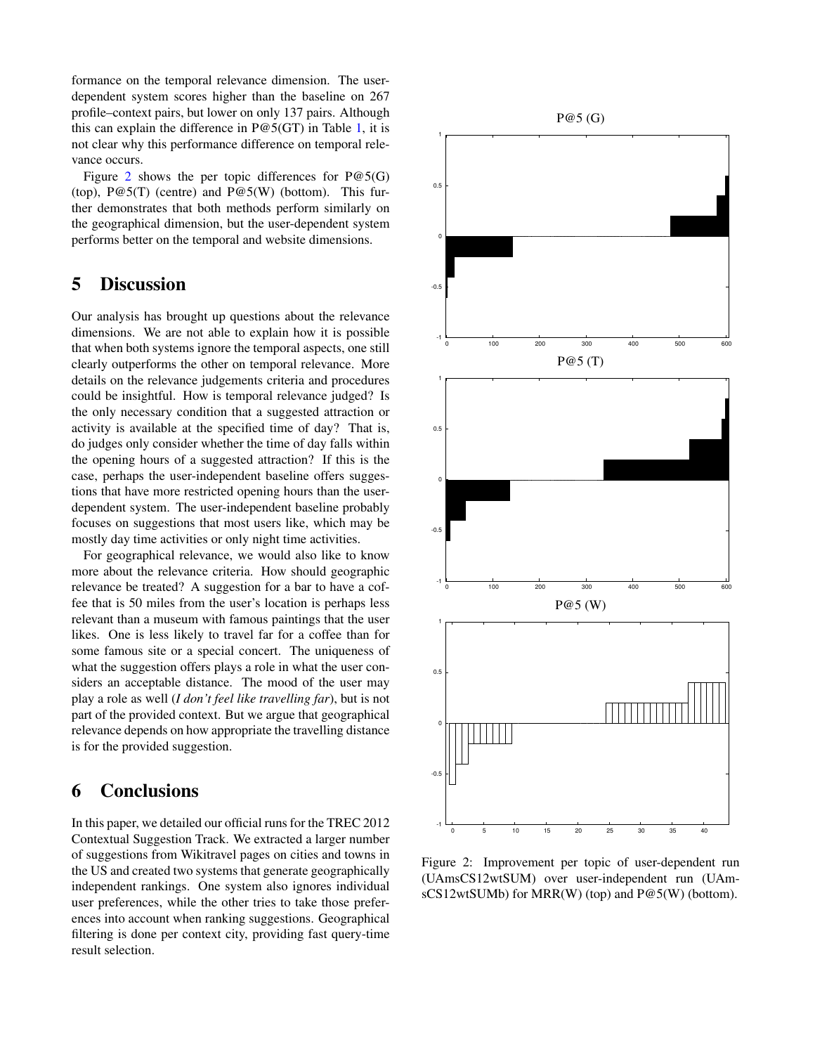formance on the temporal relevance dimension. The user-dependent system scores higher than the baseline on 267 profile–context pairs, but lower on only 137 pairs. Although this can explain the difference in P@5(GT) in Table 1, it is not clear why this performance difference on temporal relevance occurs.

Figure 2 shows the per topic differences for P@5(G) (top), P@5(T) (centre) and P@5(W) (bottom). This further demonstrates that both methods perform similarly on the geographical dimension, but the user-dependent system performs better on the temporal and website dimensions.

## 5 Discussion

Our analysis has brought up questions about the relevance dimensions. We are not able to explain how it is possible that when both systems ignore the temporal aspects, one still clearly outperforms the other on temporal relevance. More details on the relevance judgements criteria and procedures could be insightful. How is temporal relevance judged? Is the only necessary condition that a suggested attraction or activity is available at the specified time of day? That is, do judges only consider whether the time of day falls within the opening hours of a suggested attraction? If this is the case, perhaps the user-independent baseline offers suggestions that have more restricted opening hours than the user-dependent system. The user-independent baseline probably focuses on suggestions that most users like, which may be mostly day time activities or only night time activities.

For geographical relevance, we would also like to know more about the relevance criteria. How should geographic relevance be treated? A suggestion for a bar to have a coffee that is 50 miles from the user's location is perhaps less relevant than a museum with famous paintings that the user likes. One is less likely to travel far for a coffee than for some famous site or a special concert. The uniqueness of what the suggestion offers plays a role in what the user considers an acceptable distance. The mood of the user may play a role as well (*I don't feel like travelling far*), but is not part of the provided context. But we argue that geographical relevance depends on how appropriate the travelling distance is for the provided suggestion.

## 6 Conclusions

In this paper, we detailed our official runs for the TREC 2012 Contextual Suggestion Track. We extracted a larger number of suggestions from Wikitravel pages on cities and towns in the US and created two systems that generate geographically independent rankings. One system also ignores individual user preferences, while the other tries to take those preferences into account when ranking suggestions. Geographical filtering is done per context city, providing fast query-time result selection.

Figure 2: Improvement per topic of user-dependent run (UAmsCS12wtSUM) over user-independent run (UAmsCS12wtSUMb) for MRR(W) (top) and P@5(W) (bottom).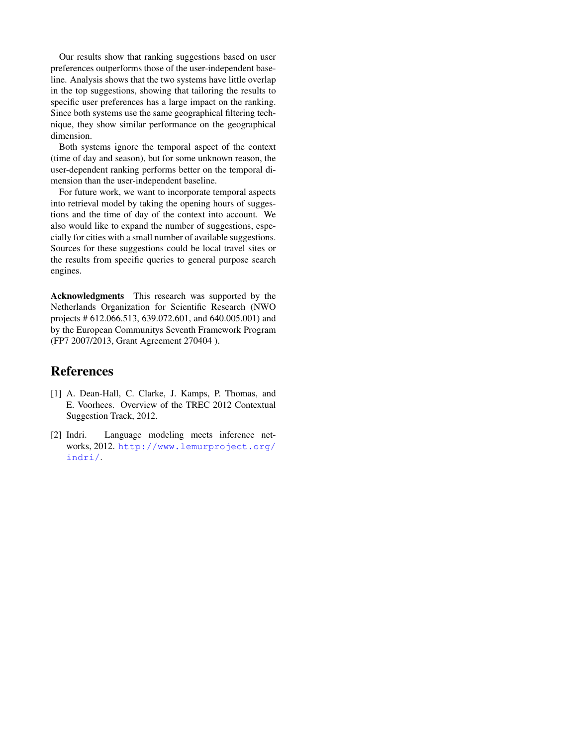Our results show that ranking suggestions based on user preferences outperforms those of the user-independent baseline. Analysis shows that the two systems have little overlap in the top suggestions, showing that tailoring the results to specific user preferences has a large impact on the ranking. Since both systems use the same geographical filtering technique, they show similar performance on the geographical dimension.

Both systems ignore the temporal aspect of the context (time of day and season), but for some unknown reason, the user-dependent ranking performs better on the temporal dimension than the user-independent baseline.

For future work, we want to incorporate temporal aspects into retrieval model by taking the opening hours of suggestions and the time of day of the context into account. We also would like to expand the number of suggestions, especially for cities with a small number of available suggestions. Sources for these suggestions could be local travel sites or the results from specific queries to general purpose search engines.

**Acknowledgments** This research was supported by the Netherlands Organization for Scientific Research (NWO projects # 612.066.513, 639.072.601, and 640.005.001) and by the European Communitys Seventh Framework Program (FP7 2007/2013, Grant Agreement 270404 ).

# References

[1] A. Dean-Hall, C. Clarke, J. Kamps, P. Thomas, and E. Voorhees. Overview of the TREC 2012 Contextual Suggestion Track, 2012.

[2] Indri. Language modeling meets inference networks, 2012. http://www.lemurproject.org/indri/.